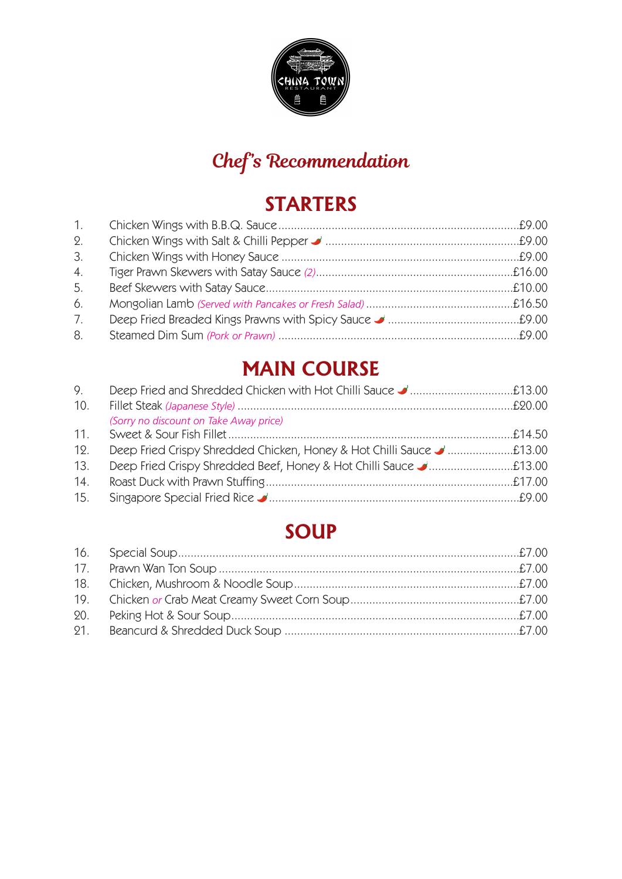CHINA TOWN RESTAURANT

# *Chef's Recommendation*

## STARTERS

1. Chicken Wings with B.B.Q. Sauce .......... £9.00
2. Chicken Wings with Salt & Chilli Pepper 🌶 .......... £9.00
3. Chicken Wings with Honey Sauce .......... £9.00
4. Tiger Prawn Skewers with Satay Sauce *(2)* .......... £16.00
5. Beef Skewers with Satay Sauce .......... £10.00
6. Mongolian Lamb *(Served with Pancakes or Fresh Salad)* .......... £16.50
7. Deep Fried Breaded Kings Prawns with Spicy Sauce 🌶 .......... £9.00
8. Steamed Dim Sum *(Pork or Prawn)* .......... £9.00

## MAIN COURSE

9. Deep Fried and Shredded Chicken with Hot Chilli Sauce 🌶 .......... £13.00
10. Fillet Steak *(Japanese Style)* .......... £20.00
    *(Sorry no discount on Take Away price)*
11. Sweet & Sour Fish Fillet .......... £14.50
12. Deep Fried Crispy Shredded Chicken, Honey & Hot Chilli Sauce 🌶 .......... £13.00
13. Deep Fried Crispy Shredded Beef, Honey & Hot Chilli Sauce 🌶 .......... £13.00
14. Roast Duck with Prawn Stuffing .......... £17.00
15. Singapore Special Fried Rice 🌶 .......... £9.00

## SOUP

16. Special Soup .......... £7.00
17. Prawn Wan Ton Soup .......... £7.00
18. Chicken, Mushroom & Noodle Soup .......... £7.00
19. Chicken *or* Crab Meat Creamy Sweet Corn Soup .......... £7.00
20. Peking Hot & Sour Soup .......... £7.00
21. Beancurd & Shredded Duck Soup .......... £7.00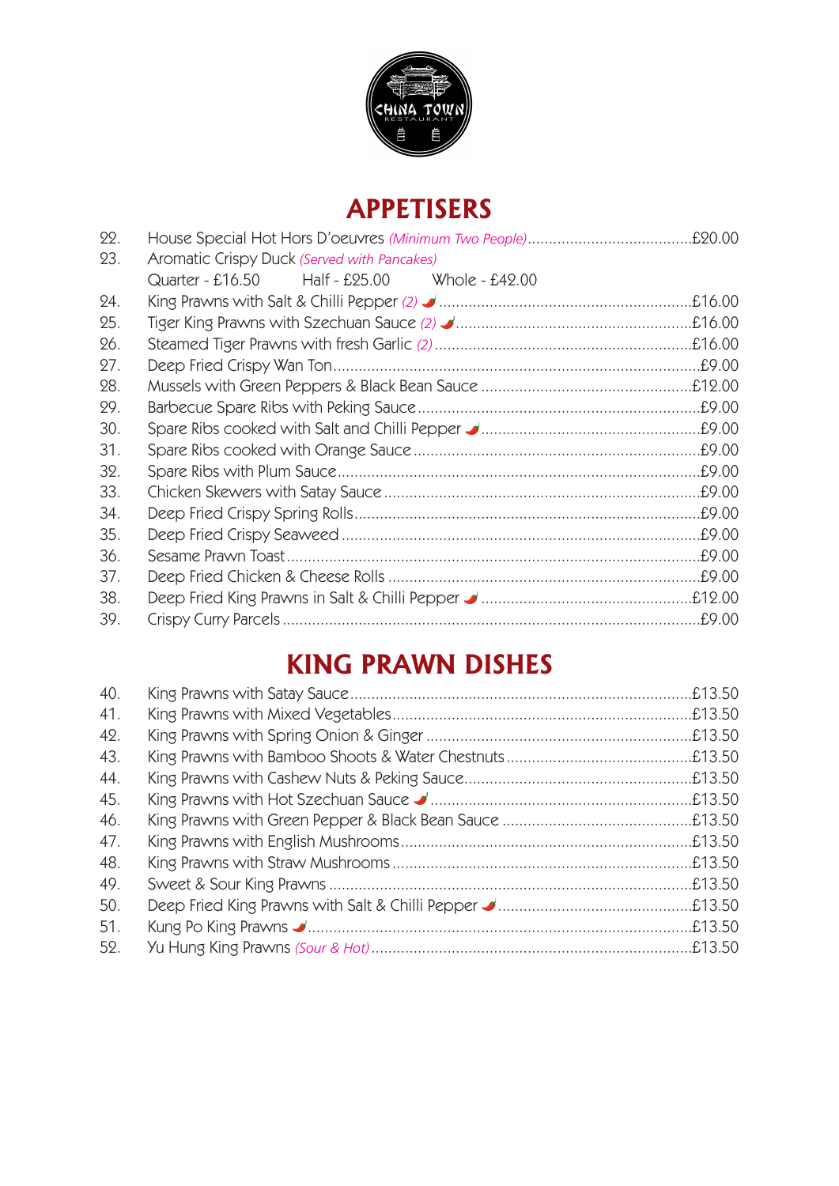CHINA TOWN RESTAURANT

## APPETISERS

22. House Special Hot Hors D'oeuvres *(Minimum Two People)* ....... £20.00
23. Aromatic Crispy Duck *(Served with Pancakes)*
    Quarter - £16.50 Half - £25.00 Whole - £42.00
24. King Prawns with Salt & Chilli Pepper *(2)* 🌶 ....... £16.00
25. Tiger King Prawns with Szechuan Sauce *(2)* 🌶 ....... £16.00
26. Steamed Tiger Prawns with fresh Garlic *(2)* ....... £16.00
27. Deep Fried Crispy Wan Ton ....... £9.00
28. Mussels with Green Peppers & Black Bean Sauce ....... £12.00
29. Barbecue Spare Ribs with Peking Sauce ....... £9.00
30. Spare Ribs cooked with Salt and Chilli Pepper 🌶 ....... £9.00
31. Spare Ribs cooked with Orange Sauce ....... £9.00
32. Spare Ribs with Plum Sauce ....... £9.00
33. Chicken Skewers with Satay Sauce ....... £9.00
34. Deep Fried Crispy Spring Rolls ....... £9.00
35. Deep Fried Crispy Seaweed ....... £9.00
36. Sesame Prawn Toast ....... £9.00
37. Deep Fried Chicken & Cheese Rolls ....... £9.00
38. Deep Fried King Prawns in Salt & Chilli Pepper 🌶 ....... £12.00
39. Crispy Curry Parcels ....... £9.00

## KING PRAWN DISHES

40. King Prawns with Satay Sauce ....... £13.50
41. King Prawns with Mixed Vegetables ....... £13.50
42. King Prawns with Spring Onion & Ginger ....... £13.50
43. King Prawns with Bamboo Shoots & Water Chestnuts ....... £13.50
44. King Prawns with Cashew Nuts & Peking Sauce ....... £13.50
45. King Prawns with Hot Szechuan Sauce 🌶 ....... £13.50
46. King Prawns with Green Pepper & Black Bean Sauce ....... £13.50
47. King Prawns with English Mushrooms ....... £13.50
48. King Prawns with Straw Mushrooms ....... £13.50
49. Sweet & Sour King Prawns ....... £13.50
50. Deep Fried King Prawns with Salt & Chilli Pepper 🌶 ....... £13.50
51. Kung Po King Prawns 🌶 ....... £13.50
52. Yu Hung King Prawns *(Sour & Hot)* ....... £13.50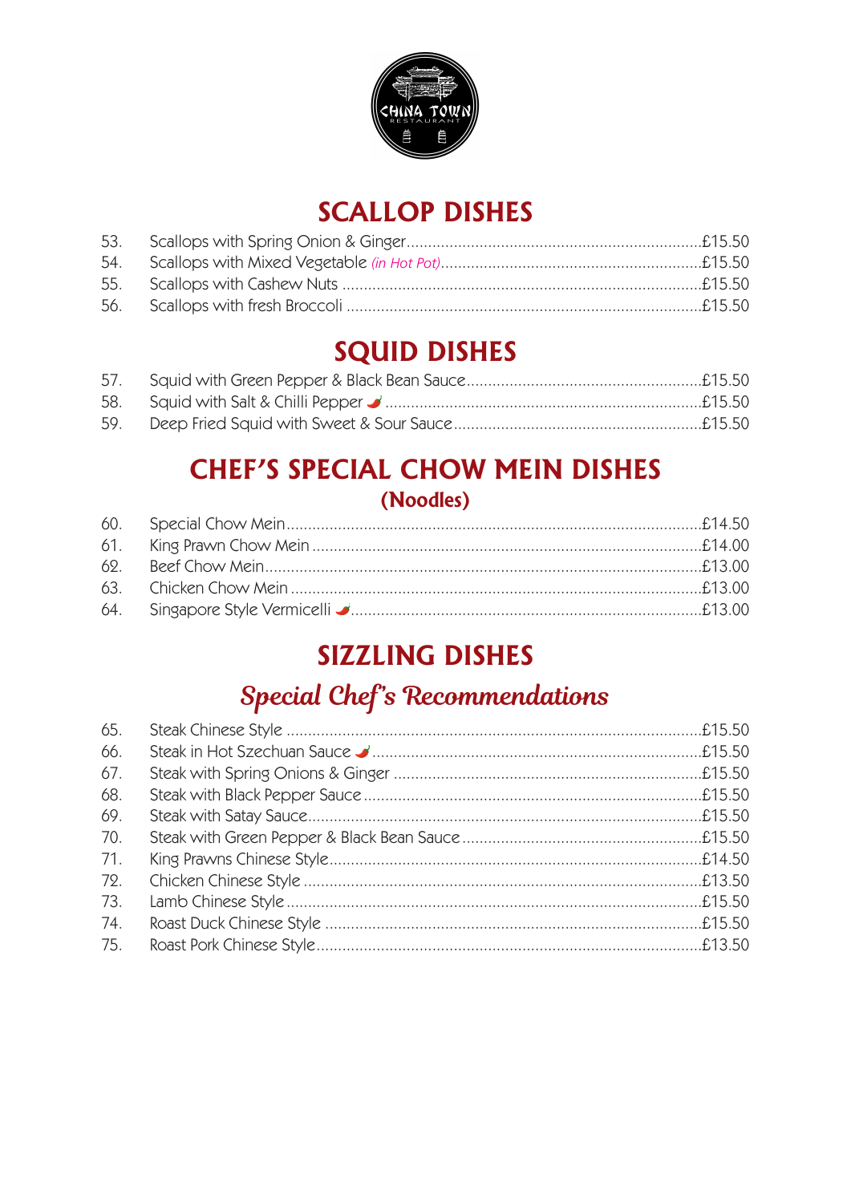CHINA TOWN RESTAURANT

## SCALLOP DISHES

53. Scallops with Spring Onion & Ginger....£15.50
54. Scallops with Mixed Vegetable *(in Hot Pot)*....£15.50
55. Scallops with Cashew Nuts....£15.50
56. Scallops with fresh Broccoli....£15.50

## SQUID DISHES

57. Squid with Green Pepper & Black Bean Sauce....£15.50
58. Squid with Salt & Chilli Pepper 🌶....£15.50
59. Deep Fried Squid with Sweet & Sour Sauce....£15.50

## CHEF'S SPECIAL CHOW MEIN DISHES

### (Noodles)

60. Special Chow Mein....£14.50
61. King Prawn Chow Mein....£14.00
62. Beef Chow Mein....£13.00
63. Chicken Chow Mein....£13.00
64. Singapore Style Vermicelli 🌶....£13.00

## SIZZLING DISHES

### *Special Chef's Recommendations*

65. Steak Chinese Style....£15.50
66. Steak in Hot Szechuan Sauce 🌶....£15.50
67. Steak with Spring Onions & Ginger....£15.50
68. Steak with Black Pepper Sauce....£15.50
69. Steak with Satay Sauce....£15.50
70. Steak with Green Pepper & Black Bean Sauce....£15.50
71. King Prawns Chinese Style....£14.50
72. Chicken Chinese Style....£13.50
73. Lamb Chinese Style....£15.50
74. Roast Duck Chinese Style....£15.50
75. Roast Pork Chinese Style....£13.50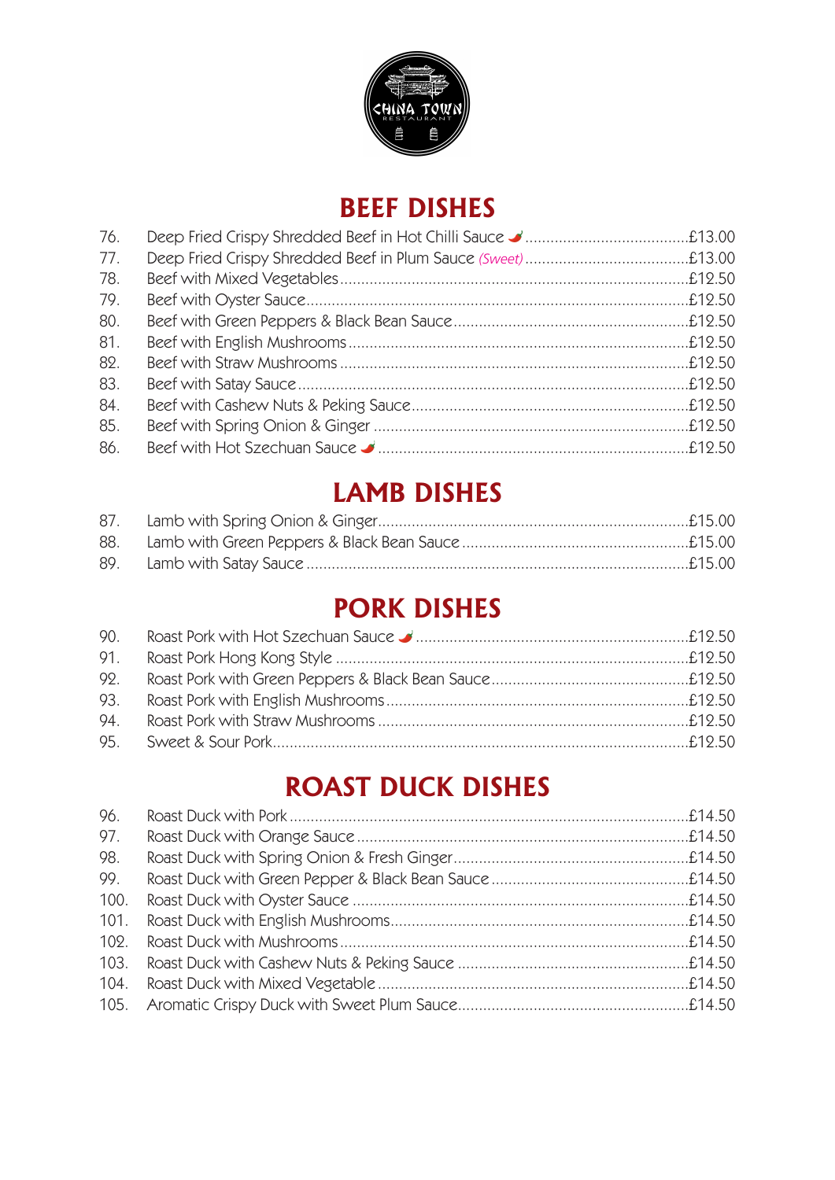## BEEF DISHES

| No. | Dish | Price |
| --- | --- | --- |
| 76. | Deep Fried Crispy Shredded Beef in Hot Chilli Sauce 🌶 | £13.00 |
| 77. | Deep Fried Crispy Shredded Beef in Plum Sauce *(Sweet)* | £13.00 |
| 78. | Beef with Mixed Vegetables | £12.50 |
| 79. | Beef with Oyster Sauce | £12.50 |
| 80. | Beef with Green Peppers & Black Bean Sauce | £12.50 |
| 81. | Beef with English Mushrooms | £12.50 |
| 82. | Beef with Straw Mushrooms | £12.50 |
| 83. | Beef with Satay Sauce | £12.50 |
| 84. | Beef with Cashew Nuts & Peking Sauce | £12.50 |
| 85. | Beef with Spring Onion & Ginger | £12.50 |
| 86. | Beef with Hot Szechuan Sauce 🌶 | £12.50 |

## LAMB DISHES

| No. | Dish | Price |
| --- | --- | --- |
| 87. | Lamb with Spring Onion & Ginger | £15.00 |
| 88. | Lamb with Green Peppers & Black Bean Sauce | £15.00 |
| 89. | Lamb with Satay Sauce | £15.00 |

## PORK DISHES

| No. | Dish | Price |
| --- | --- | --- |
| 90. | Roast Pork with Hot Szechuan Sauce 🌶 | £12.50 |
| 91. | Roast Pork Hong Kong Style | £12.50 |
| 92. | Roast Pork with Green Peppers & Black Bean Sauce | £12.50 |
| 93. | Roast Pork with English Mushrooms | £12.50 |
| 94. | Roast Pork with Straw Mushrooms | £12.50 |
| 95. | Sweet & Sour Pork | £12.50 |

## ROAST DUCK DISHES

| No. | Dish | Price |
| --- | --- | --- |
| 96. | Roast Duck with Pork | £14.50 |
| 97. | Roast Duck with Orange Sauce | £14.50 |
| 98. | Roast Duck with Spring Onion & Fresh Ginger | £14.50 |
| 99. | Roast Duck with Green Pepper & Black Bean Sauce | £14.50 |
| 100. | Roast Duck with Oyster Sauce | £14.50 |
| 101. | Roast Duck with English Mushrooms | £14.50 |
| 102. | Roast Duck with Mushrooms | £14.50 |
| 103. | Roast Duck with Cashew Nuts & Peking Sauce | £14.50 |
| 104. | Roast Duck with Mixed Vegetable | £14.50 |
| 105. | Aromatic Crispy Duck with Sweet Plum Sauce | £14.50 |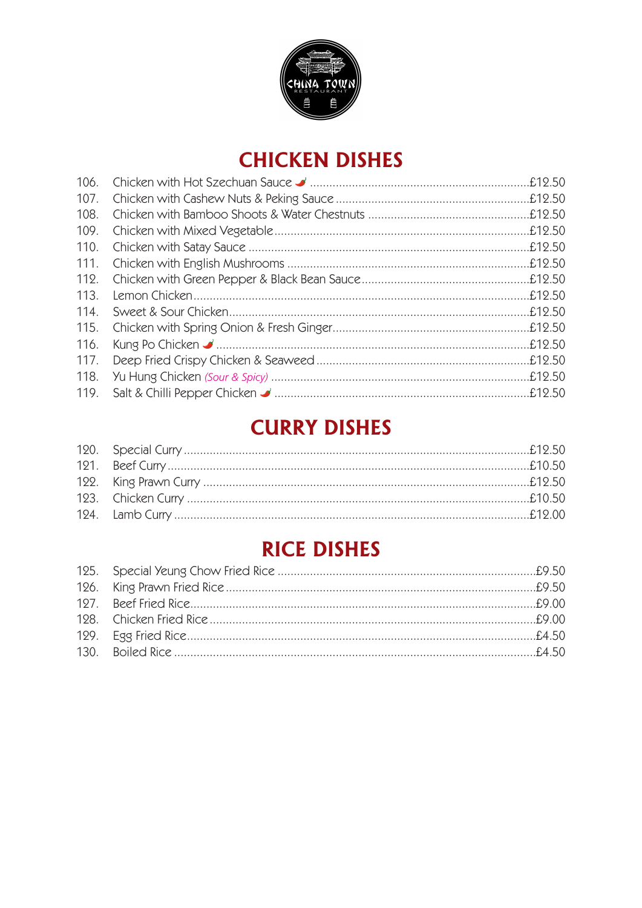CHINA TOWN RESTAURANT

## CHICKEN DISHES

| | | |
|---|---|---|
| 106. | Chicken with Hot Szechuan Sauce 🌶 | £12.50 |
| 107. | Chicken with Cashew Nuts & Peking Sauce | £12.50 |
| 108. | Chicken with Bamboo Shoots & Water Chestnuts | £12.50 |
| 109. | Chicken with Mixed Vegetable | £12.50 |
| 110. | Chicken with Satay Sauce | £12.50 |
| 111. | Chicken with English Mushrooms | £12.50 |
| 112. | Chicken with Green Pepper & Black Bean Sauce | £12.50 |
| 113. | Lemon Chicken | £12.50 |
| 114. | Sweet & Sour Chicken | £12.50 |
| 115. | Chicken with Spring Onion & Fresh Ginger | £12.50 |
| 116. | Kung Po Chicken 🌶 | £12.50 |
| 117. | Deep Fried Crispy Chicken & Seaweed | £12.50 |
| 118. | Yu Hung Chicken *(Sour & Spicy)* | £12.50 |
| 119. | Salt & Chilli Pepper Chicken 🌶 | £12.50 |

## CURRY DISHES

| | | |
|---|---|---|
| 120. | Special Curry | £12.50 |
| 121. | Beef Curry | £10.50 |
| 122. | King Prawn Curry | £12.50 |
| 123. | Chicken Curry | £10.50 |
| 124. | Lamb Curry | £12.00 |

## RICE DISHES

| | | |
|---|---|---|
| 125. | Special Yeung Chow Fried Rice | £9.50 |
| 126. | King Prawn Fried Rice | £9.50 |
| 127. | Beef Fried Rice | £9.00 |
| 128. | Chicken Fried Rice | £9.00 |
| 129. | Egg Fried Rice | £4.50 |
| 130. | Boiled Rice | £4.50 |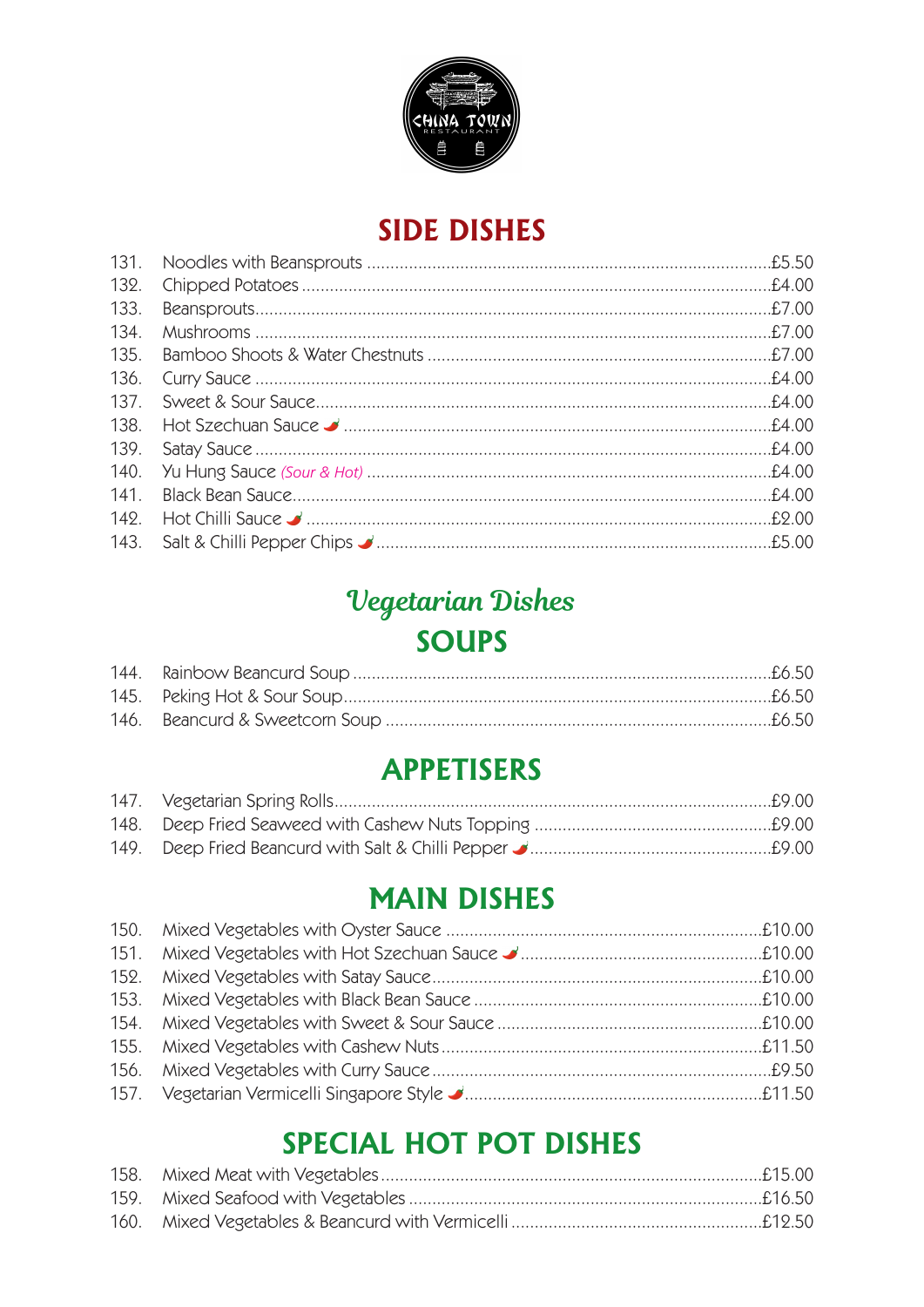CHINA TOWN RESTAURANT

## SIDE DISHES

| | | |
|---|---|---|
| 131. | Noodles with Beansprouts | £5.50 |
| 132. | Chipped Potatoes | £4.00 |
| 133. | Beansprouts | £7.00 |
| 134. | Mushrooms | £7.00 |
| 135. | Bamboo Shoots & Water Chestnuts | £7.00 |
| 136. | Curry Sauce | £4.00 |
| 137. | Sweet & Sour Sauce | £4.00 |
| 138. | Hot Szechuan Sauce 🌶 | £4.00 |
| 139. | Satay Sauce | £4.00 |
| 140. | Yu Hung Sauce *(Sour & Hot)* | £4.00 |
| 141. | Black Bean Sauce | £4.00 |
| 142. | Hot Chilli Sauce 🌶 | £2.00 |
| 143. | Salt & Chilli Pepper Chips 🌶 | £5.00 |

# *Vegetarian Dishes*

## SOUPS

| | | |
|---|---|---|
| 144. | Rainbow Beancurd Soup | £6.50 |
| 145. | Peking Hot & Sour Soup | £6.50 |
| 146. | Beancurd & Sweetcorn Soup | £6.50 |

## APPETISERS

| | | |
|---|---|---|
| 147. | Vegetarian Spring Rolls | £9.00 |
| 148. | Deep Fried Seaweed with Cashew Nuts Topping | £9.00 |
| 149. | Deep Fried Beancurd with Salt & Chilli Pepper 🌶 | £9.00 |

## MAIN DISHES

| | | |
|---|---|---|
| 150. | Mixed Vegetables with Oyster Sauce | £10.00 |
| 151. | Mixed Vegetables with Hot Szechuan Sauce 🌶 | £10.00 |
| 152. | Mixed Vegetables with Satay Sauce | £10.00 |
| 153. | Mixed Vegetables with Black Bean Sauce | £10.00 |
| 154. | Mixed Vegetables with Sweet & Sour Sauce | £10.00 |
| 155. | Mixed Vegetables with Cashew Nuts | £11.50 |
| 156. | Mixed Vegetables with Curry Sauce | £9.50 |
| 157. | Vegetarian Vermicelli Singapore Style 🌶 | £11.50 |

## SPECIAL HOT POT DISHES

| | | |
|---|---|---|
| 158. | Mixed Meat with Vegetables | £15.00 |
| 159. | Mixed Seafood with Vegetables | £16.50 |
| 160. | Mixed Vegetables & Beancurd with Vermicelli | £12.50 |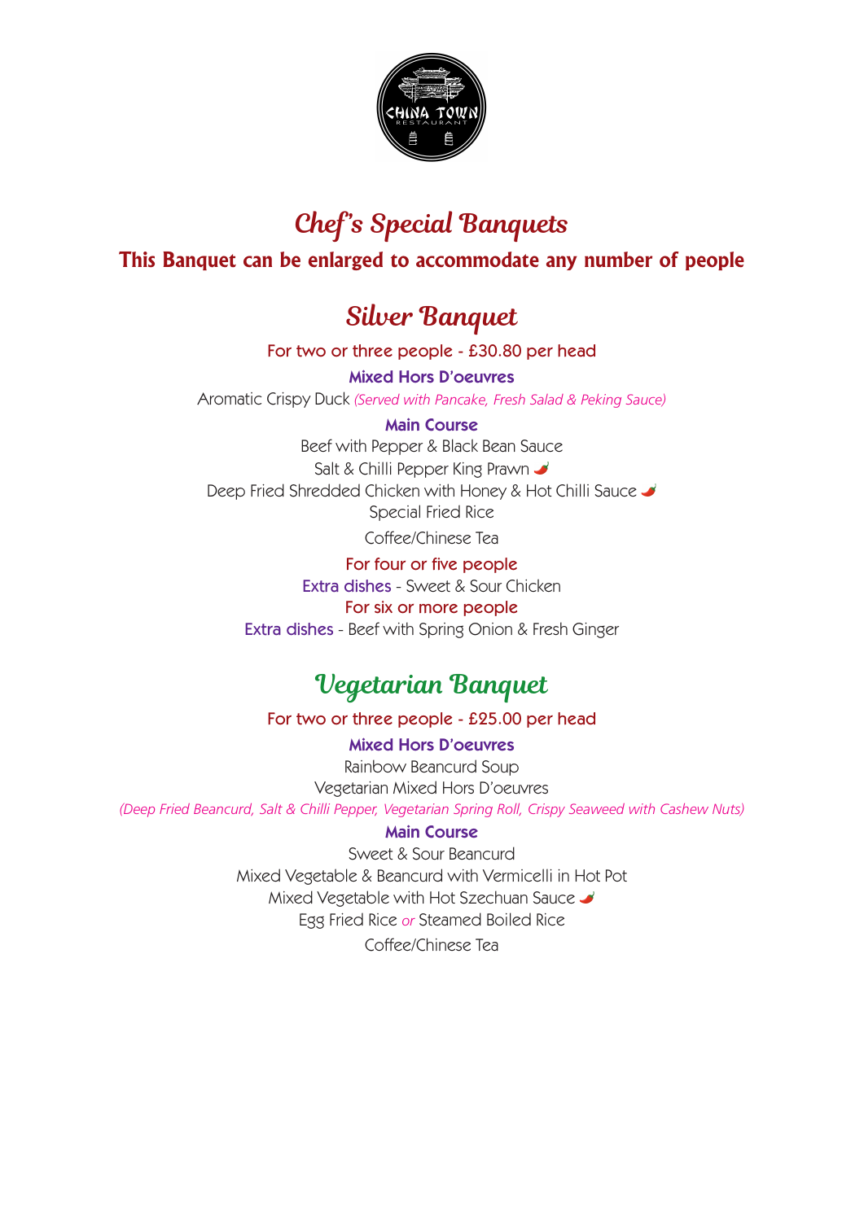# Chef's Special Banquets

**This Banquet can be enlarged to accommodate any number of people**

## Silver Banquet

For two or three people - £30.80 per head

**Mixed Hors D'oeuvres**

Aromatic Crispy Duck *(Served with Pancake, Fresh Salad & Peking Sauce)*

**Main Course**

Beef with Pepper & Black Bean Sauce

Salt & Chilli Pepper King Prawn 🌶

Deep Fried Shredded Chicken with Honey & Hot Chilli Sauce 🌶

Special Fried Rice

Coffee/Chinese Tea

For four or five people

Extra dishes - Sweet & Sour Chicken

For six or more people

Extra dishes - Beef with Spring Onion & Fresh Ginger

## Vegetarian Banquet

For two or three people - £25.00 per head

**Mixed Hors D'oeuvres**

Rainbow Beancurd Soup

Vegetarian Mixed Hors D'oeuvres

*(Deep Fried Beancurd, Salt & Chilli Pepper, Vegetarian Spring Roll, Crispy Seaweed with Cashew Nuts)*

**Main Course**

Sweet & Sour Beancurd

Mixed Vegetable & Beancurd with Vermicelli in Hot Pot

Mixed Vegetable with Hot Szechuan Sauce 🌶

Egg Fried Rice *or* Steamed Boiled Rice

Coffee/Chinese Tea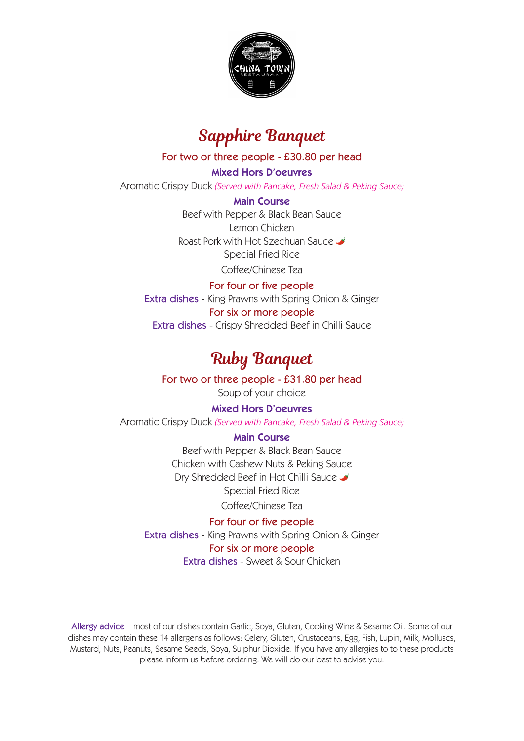# Sapphire Banquet

**For two or three people - £30.80 per head**

**Mixed Hors D'oeuvres**

Aromatic Crispy Duck *(Served with Pancake, Fresh Salad & Peking Sauce)*

**Main Course**

Beef with Pepper & Black Bean Sauce
Lemon Chicken
Roast Pork with Hot Szechuan Sauce 🌶
Special Fried Rice
Coffee/Chinese Tea

**For four or five people**

**Extra dishes** - King Prawns with Spring Onion & Ginger

**For six or more people**

**Extra dishes** - Crispy Shredded Beef in Chilli Sauce

# Ruby Banquet

**For two or three people - £31.80 per head**

Soup of your choice

**Mixed Hors D'oeuvres**

Aromatic Crispy Duck *(Served with Pancake, Fresh Salad & Peking Sauce)*

**Main Course**

Beef with Pepper & Black Bean Sauce
Chicken with Cashew Nuts & Peking Sauce
Dry Shredded Beef in Hot Chilli Sauce 🌶
Special Fried Rice
Coffee/Chinese Tea

**For four or five people**

**Extra dishes** - King Prawns with Spring Onion & Ginger

**For six or more people**

**Extra dishes** - Sweet & Sour Chicken

**Allergy advice** – most of our dishes contain Garlic, Soya, Gluten, Cooking Wine & Sesame Oil. Some of our dishes may contain these 14 allergens as follows: Celery, Gluten, Crustaceans, Egg, Fish, Lupin, Milk, Molluscs, Mustard, Nuts, Peanuts, Sesame Seeds, Soya, Sulphur Dioxide. If you have any allergies to to these products please inform us before ordering. We will do our best to advise you.